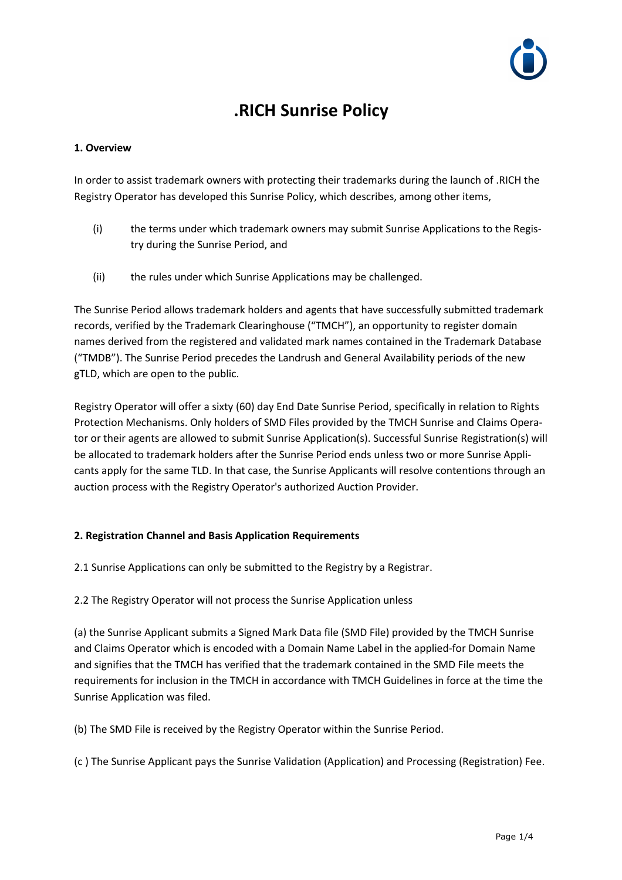# .RICH Sunrise Policy

**1. Overview**

In order to assist trademark owners with protecting their trademarks during the launch of .RICH the Registry Operator has developed this Sunrise Policy, which describes, among other items,

(i) the terms under which trademark owners may submit Sunrise Applications to the Registry during the Sunrise Period, and

(ii) the rules under which Sunrise Applications may be challenged.

The Sunrise Period allows trademark holders and agents that have successfully submitted trademark records, verified by the Trademark Clearinghouse ("TMCH"), an opportunity to register domain names derived from the registered and validated mark names contained in the Trademark Database ("TMDB"). The Sunrise Period precedes the Landrush and General Availability periods of the new gTLD, which are open to the public.

Registry Operator will offer a sixty (60) day End Date Sunrise Period, specifically in relation to Rights Protection Mechanisms. Only holders of SMD Files provided by the TMCH Sunrise and Claims Operator or their agents are allowed to submit Sunrise Application(s). Successful Sunrise Registration(s) will be allocated to trademark holders after the Sunrise Period ends unless two or more Sunrise Applicants apply for the same TLD. In that case, the Sunrise Applicants will resolve contentions through an auction process with the Registry Operator's authorized Auction Provider.

**2. Registration Channel and Basis Application Requirements**

2.1 Sunrise Applications can only be submitted to the Registry by a Registrar.

2.2 The Registry Operator will not process the Sunrise Application unless

(a) the Sunrise Applicant submits a Signed Mark Data file (SMD File) provided by the TMCH Sunrise and Claims Operator which is encoded with a Domain Name Label in the applied-for Domain Name and signifies that the TMCH has verified that the trademark contained in the SMD File meets the requirements for inclusion in the TMCH in accordance with TMCH Guidelines in force at the time the Sunrise Application was filed.

(b) The SMD File is received by the Registry Operator within the Sunrise Period.

(c ) The Sunrise Applicant pays the Sunrise Validation (Application) and Processing (Registration) Fee.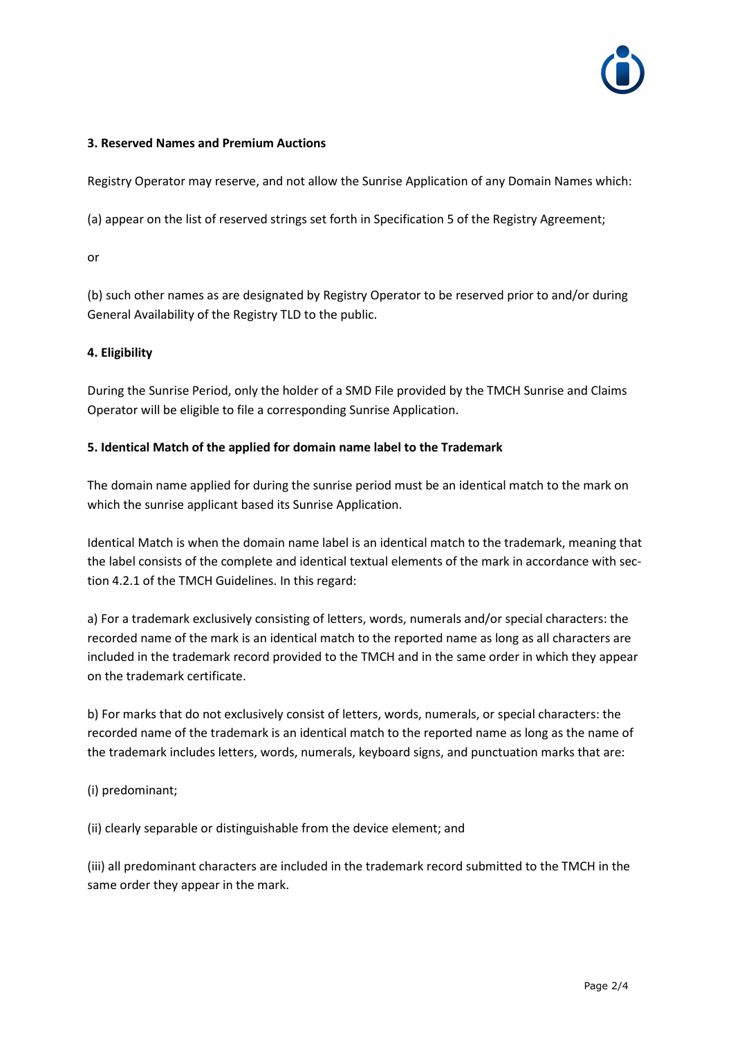### 3. Reserved Names and Premium Auctions

Registry Operator may reserve, and not allow the Sunrise Application of any Domain Names which:

(a) appear on the list of reserved strings set forth in Specification 5 of the Registry Agreement;

or

(b) such other names as are designated by Registry Operator to be reserved prior to and/or during General Availability of the Registry TLD to the public.

### 4. Eligibility

During the Sunrise Period, only the holder of a SMD File provided by the TMCH Sunrise and Claims Operator will be eligible to file a corresponding Sunrise Application.

### 5. Identical Match of the applied for domain name label to the Trademark

The domain name applied for during the sunrise period must be an identical match to the mark on which the sunrise applicant based its Sunrise Application.

Identical Match is when the domain name label is an identical match to the trademark, meaning that the label consists of the complete and identical textual elements of the mark in accordance with section 4.2.1 of the TMCH Guidelines. In this regard:

a) For a trademark exclusively consisting of letters, words, numerals and/or special characters: the recorded name of the mark is an identical match to the reported name as long as all characters are included in the trademark record provided to the TMCH and in the same order in which they appear on the trademark certificate.

b) For marks that do not exclusively consist of letters, words, numerals, or special characters: the recorded name of the trademark is an identical match to the reported name as long as the name of the trademark includes letters, words, numerals, keyboard signs, and punctuation marks that are:

(i) predominant;

(ii) clearly separable or distinguishable from the device element; and

(iii) all predominant characters are included in the trademark record submitted to the TMCH in the same order they appear in the mark.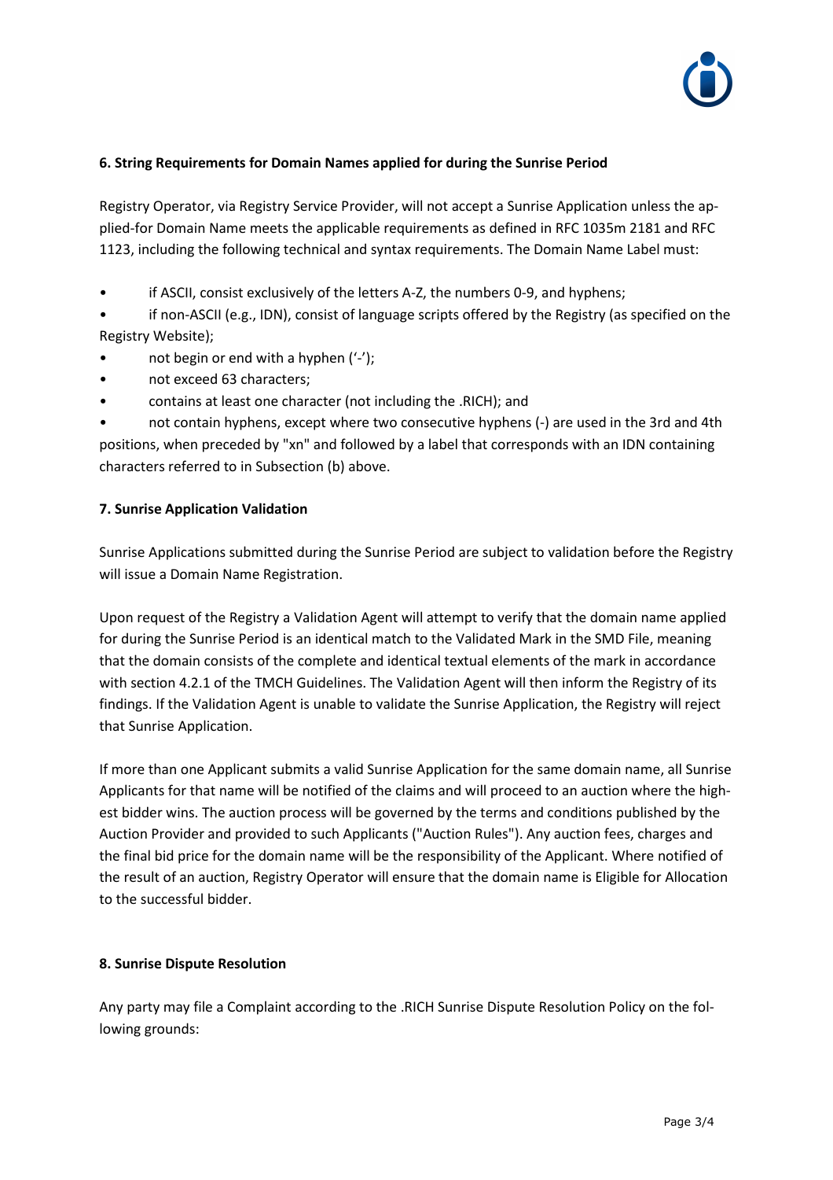## 6. String Requirements for Domain Names applied for during the Sunrise Period

Registry Operator, via Registry Service Provider, will not accept a Sunrise Application unless the applied-for Domain Name meets the applicable requirements as defined in RFC 1035m 2181 and RFC 1123, including the following technical and syntax requirements. The Domain Name Label must:

- if ASCII, consist exclusively of the letters A-Z, the numbers 0-9, and hyphens;
- if non-ASCII (e.g., IDN), consist of language scripts offered by the Registry (as specified on the Registry Website);
- not begin or end with a hyphen ('-');
- not exceed 63 characters;
- contains at least one character (not including the .RICH); and
- not contain hyphens, except where two consecutive hyphens (-) are used in the 3rd and 4th positions, when preceded by "xn" and followed by a label that corresponds with an IDN containing characters referred to in Subsection (b) above.

## 7. Sunrise Application Validation

Sunrise Applications submitted during the Sunrise Period are subject to validation before the Registry will issue a Domain Name Registration.

Upon request of the Registry a Validation Agent will attempt to verify that the domain name applied for during the Sunrise Period is an identical match to the Validated Mark in the SMD File, meaning that the domain consists of the complete and identical textual elements of the mark in accordance with section 4.2.1 of the TMCH Guidelines. The Validation Agent will then inform the Registry of its findings. If the Validation Agent is unable to validate the Sunrise Application, the Registry will reject that Sunrise Application.

If more than one Applicant submits a valid Sunrise Application for the same domain name, all Sunrise Applicants for that name will be notified of the claims and will proceed to an auction where the highest bidder wins. The auction process will be governed by the terms and conditions published by the Auction Provider and provided to such Applicants ("Auction Rules"). Any auction fees, charges and the final bid price for the domain name will be the responsibility of the Applicant. Where notified of the result of an auction, Registry Operator will ensure that the domain name is Eligible for Allocation to the successful bidder.

## 8. Sunrise Dispute Resolution

Any party may file a Complaint according to the .RICH Sunrise Dispute Resolution Policy on the following grounds: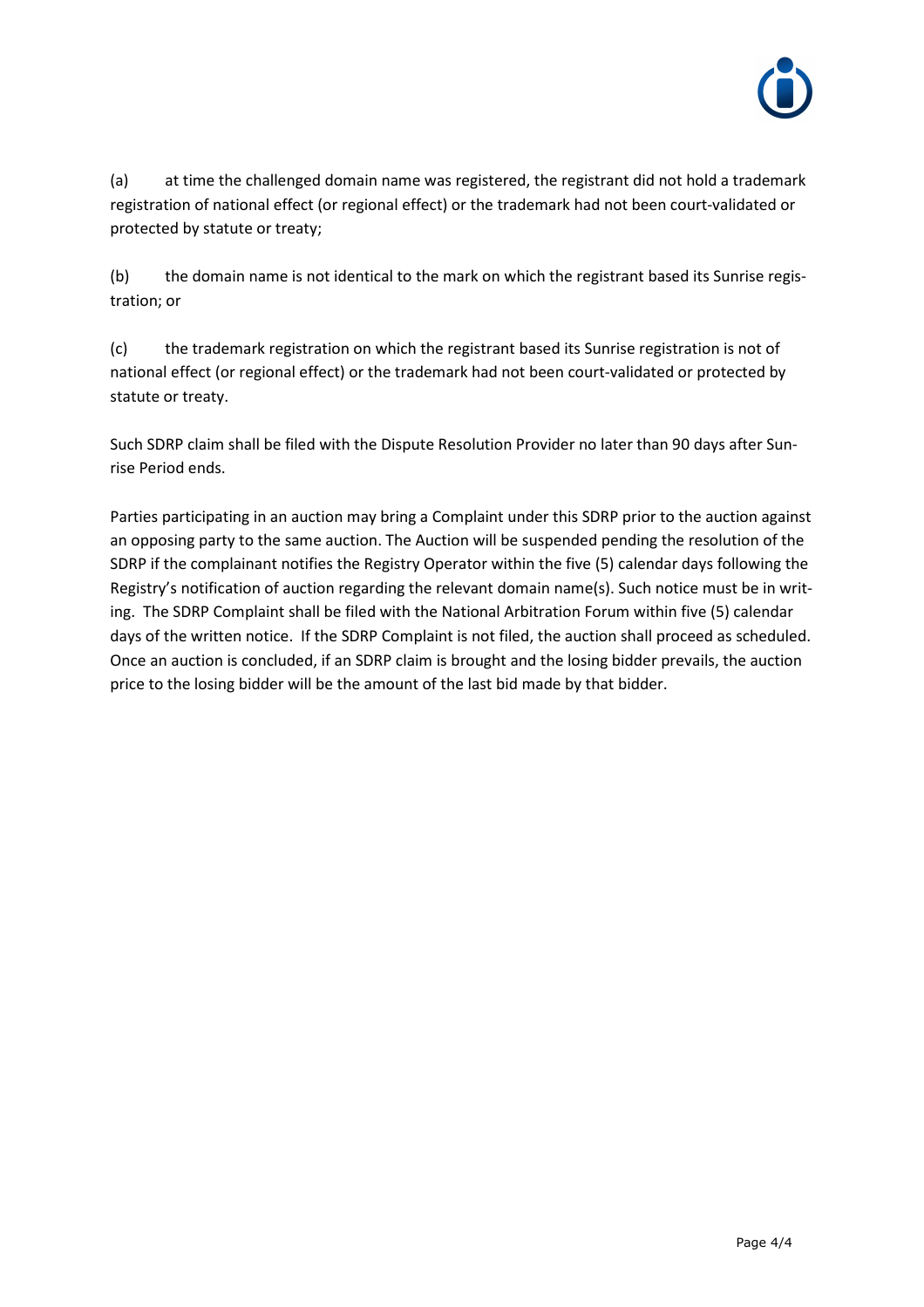(a) at time the challenged domain name was registered, the registrant did not hold a trademark registration of national effect (or regional effect) or the trademark had not been court-validated or protected by statute or treaty;

(b) the domain name is not identical to the mark on which the registrant based its Sunrise registration; or

(c) the trademark registration on which the registrant based its Sunrise registration is not of national effect (or regional effect) or the trademark had not been court-validated or protected by statute or treaty.

Such SDRP claim shall be filed with the Dispute Resolution Provider no later than 90 days after Sunrise Period ends.

Parties participating in an auction may bring a Complaint under this SDRP prior to the auction against an opposing party to the same auction. The Auction will be suspended pending the resolution of the SDRP if the complainant notifies the Registry Operator within the five (5) calendar days following the Registry's notification of auction regarding the relevant domain name(s). Such notice must be in writing. The SDRP Complaint shall be filed with the National Arbitration Forum within five (5) calendar days of the written notice. If the SDRP Complaint is not filed, the auction shall proceed as scheduled. Once an auction is concluded, if an SDRP claim is brought and the losing bidder prevails, the auction price to the losing bidder will be the amount of the last bid made by that bidder.